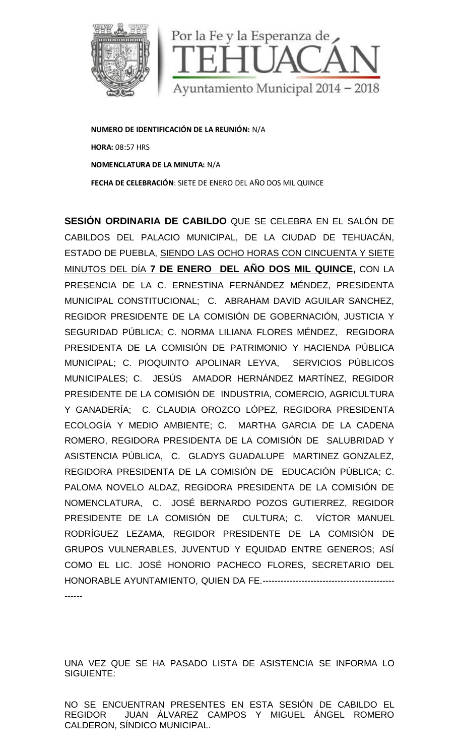Por la Fe y la Esperanza de TEHUACÁN

Ayuntamiento Municipal 2014 – 2018

**NUMERO DE IDENTIFICACIÓN DE LA REUNIÓN:** N/A

**HORA:** 08:57 HRS

**NOMENCLATURA DE LA MINUTA:** N/A

**FECHA DE CELEBRACIÓN**: SIETE DE ENERO DEL AÑO DOS MIL QUINCE

**SESIÓN ORDINARIA DE CABILDO** QUE SE CELEBRA EN EL SALÓN DE CABILDOS DEL PALACIO MUNICIPAL, DE LA CIUDAD DE TEHUACÁN, ESTADO DE PUEBLA, SIENDO LAS OCHO HORAS CON CINCUENTA Y SIETE MINUTOS DEL DÍA **7 DE ENERO DEL AÑO DOS MIL QUINCE,** CON LA PRESENCIA DE LA C. ERNESTINA FERNÁNDEZ MÉNDEZ, PRESIDENTA MUNICIPAL CONSTITUCIONAL; C. ABRAHAM DAVID AGUILAR SANCHEZ, REGIDOR PRESIDENTE DE LA COMISIÓN DE GOBERNACIÓN, JUSTICIA Y SEGURIDAD PÚBLICA; C. NORMA LILIANA FLORES MÉNDEZ, REGIDORA PRESIDENTA DE LA COMISIÓN DE PATRIMONIO Y HACIENDA PÚBLICA MUNICIPAL; C. PIOQUINTO APOLINAR LEYVA, SERVICIOS PÚBLICOS MUNICIPALES; C. JESÚS AMADOR HERNÁNDEZ MARTÍNEZ, REGIDOR PRESIDENTE DE LA COMISIÓN DE INDUSTRIA, COMERCIO, AGRICULTURA Y GANADERÍA; C. CLAUDIA OROZCO LÓPEZ, REGIDORA PRESIDENTA ECOLOGÍA Y MEDIO AMBIENTE; C. MARTHA GARCIA DE LA CADENA ROMERO, REGIDORA PRESIDENTA DE LA COMISIÓN DE SALUBRIDAD Y ASISTENCIA PÚBLICA, C. GLADYS GUADALUPE MARTINEZ GONZALEZ, REGIDORA PRESIDENTA DE LA COMISIÓN DE EDUCACIÓN PÚBLICA; C. PALOMA NOVELO ALDAZ, REGIDORA PRESIDENTA DE LA COMISIÓN DE NOMENCLATURA, C. JOSÉ BERNARDO POZOS GUTIERREZ, REGIDOR PRESIDENTE DE LA COMISIÓN DE CULTURA; C. VÍCTOR MANUEL RODRÍGUEZ LEZAMA, REGIDOR PRESIDENTE DE LA COMISIÓN DE GRUPOS VULNERABLES, JUVENTUD Y EQUIDAD ENTRE GENEROS; ASÍ COMO EL LIC. JOSÉ HONORIO PACHECO FLORES, SECRETARIO DEL HONORABLE AYUNTAMIENTO, QUIEN DA FE.--------------------------------------------------

UNA VEZ QUE SE HA PASADO LISTA DE ASISTENCIA SE INFORMA LO SIGUIENTE:

NO SE ENCUENTRAN PRESENTES EN ESTA SESIÓN DE CABILDO EL REGIDOR JUAN ÁLVAREZ CAMPOS Y MIGUEL ÁNGEL ROMERO CALDERON, SÍNDICO MUNICIPAL.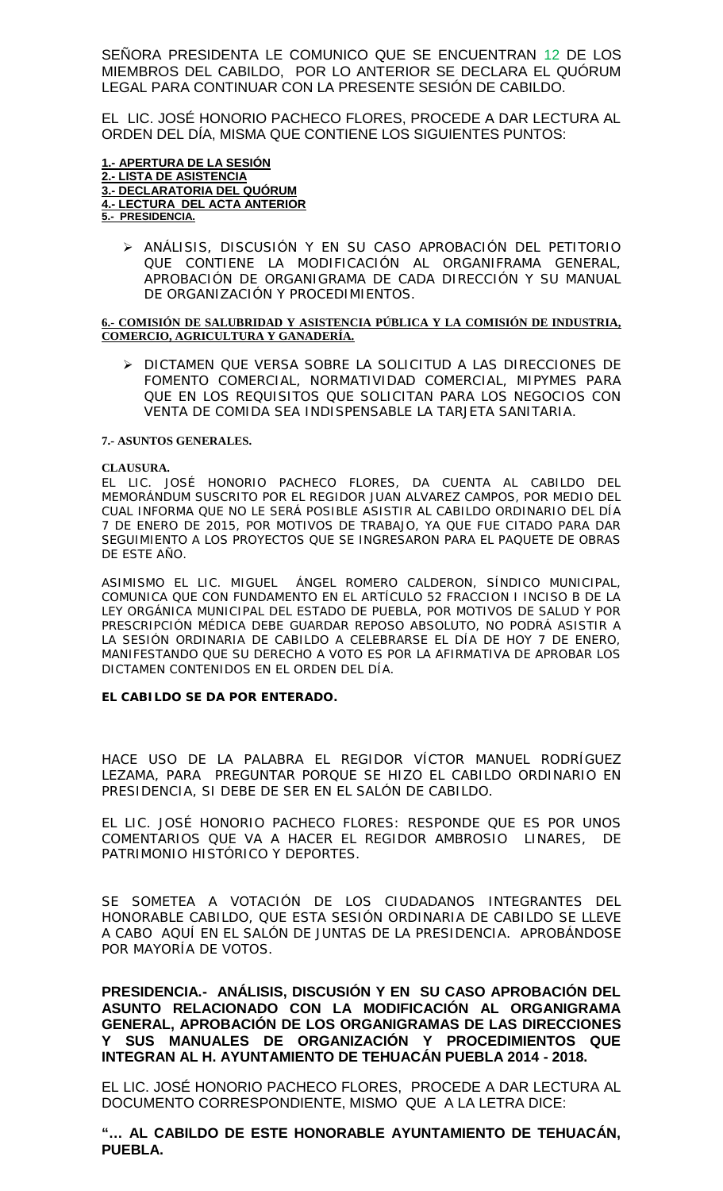SEÑORA PRESIDENTA LE COMUNICO QUE SE ENCUENTRAN 12 DE LOS MIEMBROS DEL CABILDO, POR LO ANTERIOR SE DECLARA EL QUÓRUM LEGAL PARA CONTINUAR CON LA PRESENTE SESIÓN DE CABILDO.

EL LIC. JOSÉ HONORIO PACHECO FLORES, PROCEDE A DAR LECTURA AL ORDEN DEL DÍA, MISMA QUE CONTIENE LOS SIGUIENTES PUNTOS:

**1.- APERTURA DE LA SESIÓN**
**2.- LISTA DE ASISTENCIA**
**3.- DECLARATORIA DEL QUÓRUM**
**4.- LECTURA DEL ACTA ANTERIOR**
**5.- PRESIDENCIA.**

- ANÁLISIS, DISCUSIÓN Y EN SU CASO APROBACIÓN DEL PETITORIO QUE CONTIENE LA MODIFICACIÓN AL ORGANIFRAMA GENERAL, APROBACIÓN DE ORGANIGRAMA DE CADA DIRECCIÓN Y SU MANUAL DE ORGANIZACIÓN Y PROCEDIMIENTOS.

**6.- COMISIÓN DE SALUBRIDAD Y ASISTENCIA PÚBLICA Y LA COMISIÓN DE INDUSTRIA, COMERCIO, AGRICULTURA Y GANADERÍA.**

- DICTAMEN QUE VERSA SOBRE LA SOLICITUD A LAS DIRECCIONES DE FOMENTO COMERCIAL, NORMATIVIDAD COMERCIAL, MIPYMES PARA QUE EN LOS REQUISITOS QUE SOLICITAN PARA LOS NEGOCIOS CON VENTA DE COMIDA SEA INDISPENSABLE LA TARJETA SANITARIA.

**7.- ASUNTOS GENERALES.**

**CLAUSURA.**

EL LIC. JOSÉ HONORIO PACHECO FLORES, DA CUENTA AL CABILDO DEL MEMORÁNDUM SUSCRITO POR EL REGIDOR JUAN ALVAREZ CAMPOS, POR MEDIO DEL CUAL INFORMA QUE NO LE SERÁ POSIBLE ASISTIR AL CABILDO ORDINARIO DEL DÍA 7 DE ENERO DE 2015, POR MOTIVOS DE TRABAJO, YA QUE FUE CITADO PARA DAR SEGUIMIENTO A LOS PROYECTOS QUE SE INGRESARON PARA EL PAQUETE DE OBRAS DE ESTE AÑO.

ASIMISMO EL LIC. MIGUEL ÁNGEL ROMERO CALDERON, SÍNDICO MUNICIPAL, COMUNICA QUE CON FUNDAMENTO EN EL ARTÍCULO 52 FRACCION I INCISO B DE LA LEY ORGÁNICA MUNICIPAL DEL ESTADO DE PUEBLA, POR MOTIVOS DE SALUD Y POR PRESCRIPCIÓN MÉDICA DEBE GUARDAR REPOSO ABSOLUTO, NO PODRÁ ASISTIR A LA SESIÓN ORDINARIA DE CABILDO A CELEBRARSE EL DÍA DE HOY 7 DE ENERO, MANIFESTANDO QUE SU DERECHO A VOTO ES POR LA AFIRMATIVA DE APROBAR LOS DICTAMEN CONTENIDOS EN EL ORDEN DEL DÍA.

**EL CABILDO SE DA POR ENTERADO.**

HACE USO DE LA PALABRA EL REGIDOR VÍCTOR MANUEL RODRÍGUEZ LEZAMA, PARA PREGUNTAR PORQUE SE HIZO EL CABILDO ORDINARIO EN PRESIDENCIA, SI DEBE DE SER EN EL SALÓN DE CABILDO.

EL LIC. JOSÉ HONORIO PACHECO FLORES: RESPONDE QUE ES POR UNOS COMENTARIOS QUE VA A HACER EL REGIDOR AMBROSIO LINARES, DE PATRIMONIO HISTÓRICO Y DEPORTES.

SE SOMETEA A VOTACIÓN DE LOS CIUDADANOS INTEGRANTES DEL HONORABLE CABILDO, QUE ESTA SESIÓN ORDINARIA DE CABILDO SE LLEVE A CABO AQUÍ EN EL SALÓN DE JUNTAS DE LA PRESIDENCIA. APROBÁNDOSE POR MAYORÍA DE VOTOS.

**PRESIDENCIA.- ANÁLISIS, DISCUSIÓN Y EN SU CASO APROBACIÓN DEL ASUNTO RELACIONADO CON LA MODIFICACIÓN AL ORGANIGRAMA GENERAL, APROBACIÓN DE LOS ORGANIGRAMAS DE LAS DIRECCIONES Y SUS MANUALES DE ORGANIZACIÓN Y PROCEDIMIENTOS QUE INTEGRAN AL H. AYUNTAMIENTO DE TEHUACÁN PUEBLA 2014 - 2018.**

EL LIC. JOSÉ HONORIO PACHECO FLORES, PROCEDE A DAR LECTURA AL DOCUMENTO CORRESPONDIENTE, MISMO QUE A LA LETRA DICE:

**"… AL CABILDO DE ESTE HONORABLE AYUNTAMIENTO DE TEHUACÁN, PUEBLA.**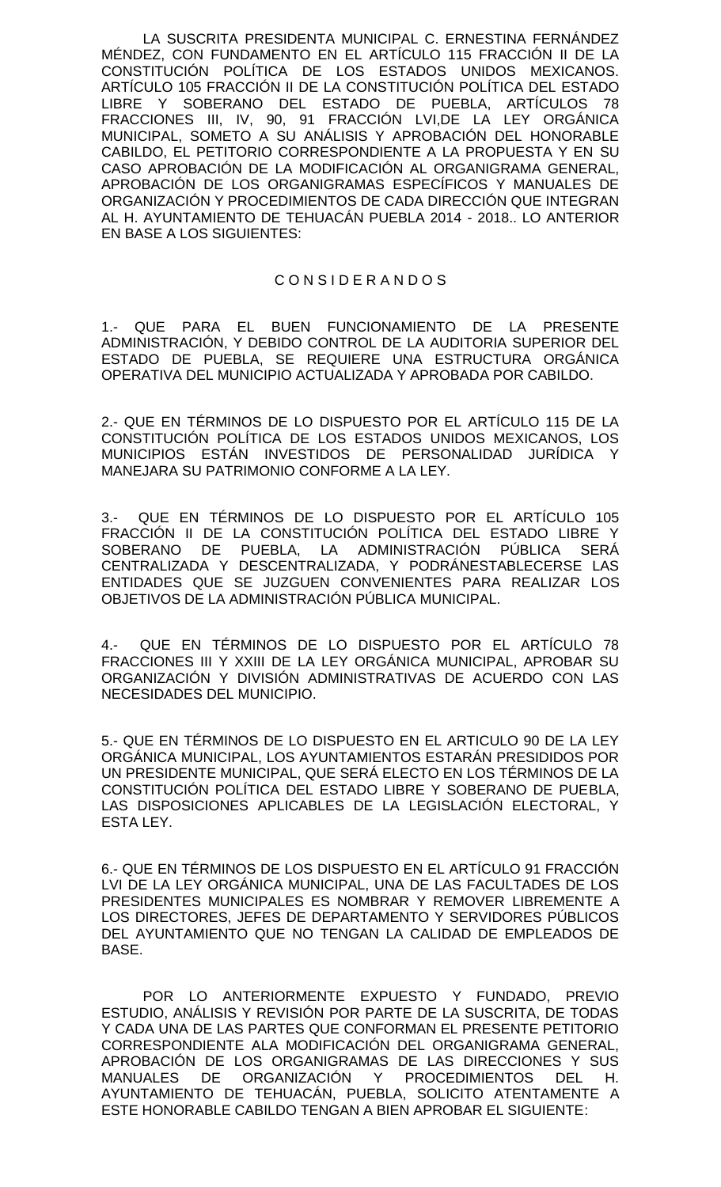LA SUSCRITA PRESIDENTA MUNICIPAL C. ERNESTINA FERNÁNDEZ MÉNDEZ, CON FUNDAMENTO EN EL ARTÍCULO 115 FRACCIÓN II DE LA CONSTITUCIÓN POLÍTICA DE LOS ESTADOS UNIDOS MEXICANOS. ARTÍCULO 105 FRACCIÓN II DE LA CONSTITUCIÓN POLÍTICA DEL ESTADO LIBRE Y SOBERANO DEL ESTADO DE PUEBLA, ARTÍCULOS 78 FRACCIONES III, IV, 90, 91 FRACCIÓN LVI,DE LA LEY ORGÁNICA MUNICIPAL, SOMETO A SU ANÁLISIS Y APROBACIÓN DEL HONORABLE CABILDO, EL PETITORIO CORRESPONDIENTE A LA PROPUESTA Y EN SU CASO APROBACIÓN DE LA MODIFICACIÓN AL ORGANIGRAMA GENERAL, APROBACIÓN DE LOS ORGANIGRAMAS ESPECÍFICOS Y MANUALES DE ORGANIZACIÓN Y PROCEDIMIENTOS DE CADA DIRECCIÓN QUE INTEGRAN AL H. AYUNTAMIENTO DE TEHUACÁN PUEBLA 2014 - 2018.. LO ANTERIOR EN BASE A LOS SIGUIENTES:

C O N S I D E R A N D O S

1.- QUE PARA EL BUEN FUNCIONAMIENTO DE LA PRESENTE ADMINISTRACIÓN, Y DEBIDO CONTROL DE LA AUDITORIA SUPERIOR DEL ESTADO DE PUEBLA, SE REQUIERE UNA ESTRUCTURA ORGÁNICA OPERATIVA DEL MUNICIPIO ACTUALIZADA Y APROBADA POR CABILDO.

2.- QUE EN TÉRMINOS DE LO DISPUESTO POR EL ARTÍCULO 115 DE LA CONSTITUCIÓN POLÍTICA DE LOS ESTADOS UNIDOS MEXICANOS, LOS MUNICIPIOS ESTÁN INVESTIDOS DE PERSONALIDAD JURÍDICA Y MANEJARA SU PATRIMONIO CONFORME A LA LEY.

3.- QUE EN TÉRMINOS DE LO DISPUESTO POR EL ARTÍCULO 105 FRACCIÓN II DE LA CONSTITUCIÓN POLÍTICA DEL ESTADO LIBRE Y SOBERANO DE PUEBLA, LA ADMINISTRACIÓN PÚBLICA SERÁ CENTRALIZADA Y DESCENTRALIZADA, Y PODRÁNESTABLECERSE LAS ENTIDADES QUE SE JUZGUEN CONVENIENTES PARA REALIZAR LOS OBJETIVOS DE LA ADMINISTRACIÓN PÚBLICA MUNICIPAL.

4.- QUE EN TÉRMINOS DE LO DISPUESTO POR EL ARTÍCULO 78 FRACCIONES III Y XXIII DE LA LEY ORGÁNICA MUNICIPAL, APROBAR SU ORGANIZACIÓN Y DIVISIÓN ADMINISTRATIVAS DE ACUERDO CON LAS NECESIDADES DEL MUNICIPIO.

5.- QUE EN TÉRMINOS DE LO DISPUESTO EN EL ARTICULO 90 DE LA LEY ORGÁNICA MUNICIPAL, LOS AYUNTAMIENTOS ESTARÁN PRESIDIDOS POR UN PRESIDENTE MUNICIPAL, QUE SERÁ ELECTO EN LOS TÉRMINOS DE LA CONSTITUCIÓN POLÍTICA DEL ESTADO LIBRE Y SOBERANO DE PUEBLA, LAS DISPOSICIONES APLICABLES DE LA LEGISLACIÓN ELECTORAL, Y ESTA LEY.

6.- QUE EN TÉRMINOS DE LOS DISPUESTO EN EL ARTÍCULO 91 FRACCIÓN LVI DE LA LEY ORGÁNICA MUNICIPAL, UNA DE LAS FACULTADES DE LOS PRESIDENTES MUNICIPALES ES NOMBRAR Y REMOVER LIBREMENTE A LOS DIRECTORES, JEFES DE DEPARTAMENTO Y SERVIDORES PÚBLICOS DEL AYUNTAMIENTO QUE NO TENGAN LA CALIDAD DE EMPLEADOS DE BASE.

POR LO ANTERIORMENTE EXPUESTO Y FUNDADO, PREVIO ESTUDIO, ANÁLISIS Y REVISIÓN POR PARTE DE LA SUSCRITA, DE TODAS Y CADA UNA DE LAS PARTES QUE CONFORMAN EL PRESENTE PETITORIO CORRESPONDIENTE ALA MODIFICACIÓN DEL ORGANIGRAMA GENERAL, APROBACIÓN DE LOS ORGANIGRAMAS DE LAS DIRECCIONES Y SUS MANUALES DE ORGANIZACIÓN Y PROCEDIMIENTOS DEL H. AYUNTAMIENTO DE TEHUACÁN, PUEBLA, SOLICITO ATENTAMENTE A ESTE HONORABLE CABILDO TENGAN A BIEN APROBAR EL SIGUIENTE: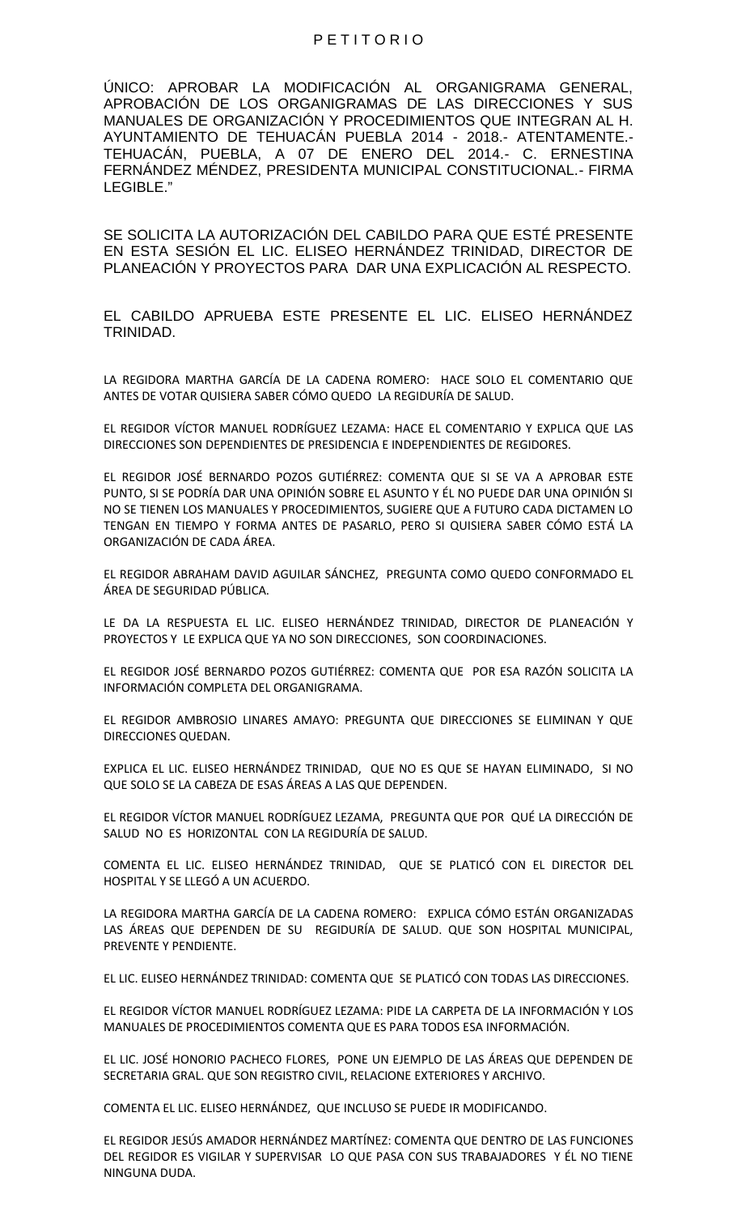P E T I T O R I O

ÚNICO: APROBAR LA MODIFICACIÓN AL ORGANIGRAMA GENERAL, APROBACIÓN DE LOS ORGANIGRAMAS DE LAS DIRECCIONES Y SUS MANUALES DE ORGANIZACIÓN Y PROCEDIMIENTOS QUE INTEGRAN AL H. AYUNTAMIENTO DE TEHUACÁN PUEBLA 2014 - 2018.- ATENTAMENTE.- TEHUACÁN, PUEBLA, A 07 DE ENERO DEL 2014.- C. ERNESTINA FERNÁNDEZ MÉNDEZ, PRESIDENTA MUNICIPAL CONSTITUCIONAL.- FIRMA LEGIBLE."

SE SOLICITA LA AUTORIZACIÓN DEL CABILDO PARA QUE ESTÉ PRESENTE EN ESTA SESIÓN EL LIC. ELISEO HERNÁNDEZ TRINIDAD, DIRECTOR DE PLANEACIÓN Y PROYECTOS PARA DAR UNA EXPLICACIÓN AL RESPECTO.

EL CABILDO APRUEBA ESTE PRESENTE EL LIC. ELISEO HERNÁNDEZ TRINIDAD.

LA REGIDORA MARTHA GARCÍA DE LA CADENA ROMERO: HACE SOLO EL COMENTARIO QUE ANTES DE VOTAR QUISIERA SABER CÓMO QUEDO LA REGIDURÍA DE SALUD.

EL REGIDOR VÍCTOR MANUEL RODRÍGUEZ LEZAMA: HACE EL COMENTARIO Y EXPLICA QUE LAS DIRECCIONES SON DEPENDIENTES DE PRESIDENCIA E INDEPENDIENTES DE REGIDORES.

EL REGIDOR JOSÉ BERNARDO POZOS GUTIÉRREZ: COMENTA QUE SI SE VA A APROBAR ESTE PUNTO, SI SE PODRÍA DAR UNA OPINIÓN SOBRE EL ASUNTO Y ÉL NO PUEDE DAR UNA OPINIÓN SI NO SE TIENEN LOS MANUALES Y PROCEDIMIENTOS, SUGIERE QUE A FUTURO CADA DICTAMEN LO TENGAN EN TIEMPO Y FORMA ANTES DE PASARLO, PERO SI QUISIERA SABER CÓMO ESTÁ LA ORGANIZACIÓN DE CADA ÁREA.

EL REGIDOR ABRAHAM DAVID AGUILAR SÁNCHEZ, PREGUNTA COMO QUEDO CONFORMADO EL ÁREA DE SEGURIDAD PÚBLICA.

LE DA LA RESPUESTA EL LIC. ELISEO HERNÁNDEZ TRINIDAD, DIRECTOR DE PLANEACIÓN Y PROYECTOS Y LE EXPLICA QUE YA NO SON DIRECCIONES, SON COORDINACIONES.

EL REGIDOR JOSÉ BERNARDO POZOS GUTIÉRREZ: COMENTA QUE POR ESA RAZÓN SOLICITA LA INFORMACIÓN COMPLETA DEL ORGANIGRAMA.

EL REGIDOR AMBROSIO LINARES AMAYO: PREGUNTA QUE DIRECCIONES SE ELIMINAN Y QUE DIRECCIONES QUEDAN.

EXPLICA EL LIC. ELISEO HERNÁNDEZ TRINIDAD, QUE NO ES QUE SE HAYAN ELIMINADO, SI NO QUE SOLO SE LA CABEZA DE ESAS ÁREAS A LAS QUE DEPENDEN.

EL REGIDOR VÍCTOR MANUEL RODRÍGUEZ LEZAMA, PREGUNTA QUE POR QUÉ LA DIRECCIÓN DE SALUD NO ES HORIZONTAL CON LA REGIDURÍA DE SALUD.

COMENTA EL LIC. ELISEO HERNÁNDEZ TRINIDAD, QUE SE PLATICÓ CON EL DIRECTOR DEL HOSPITAL Y SE LLEGÓ A UN ACUERDO.

LA REGIDORA MARTHA GARCÍA DE LA CADENA ROMERO: EXPLICA CÓMO ESTÁN ORGANIZADAS LAS ÁREAS QUE DEPENDEN DE SU REGIDURÍA DE SALUD. QUE SON HOSPITAL MUNICIPAL, PREVENTE Y PENDIENTE.

EL LIC. ELISEO HERNÁNDEZ TRINIDAD: COMENTA QUE SE PLATICÓ CON TODAS LAS DIRECCIONES.

EL REGIDOR VÍCTOR MANUEL RODRÍGUEZ LEZAMA: PIDE LA CARPETA DE LA INFORMACIÓN Y LOS MANUALES DE PROCEDIMIENTOS COMENTA QUE ES PARA TODOS ESA INFORMACIÓN.

EL LIC. JOSÉ HONORIO PACHECO FLORES, PONE UN EJEMPLO DE LAS ÁREAS QUE DEPENDEN DE SECRETARIA GRAL. QUE SON REGISTRO CIVIL, RELACIONE EXTERIORES Y ARCHIVO.

COMENTA EL LIC. ELISEO HERNÁNDEZ, QUE INCLUSO SE PUEDE IR MODIFICANDO.

EL REGIDOR JESÚS AMADOR HERNÁNDEZ MARTÍNEZ: COMENTA QUE DENTRO DE LAS FUNCIONES DEL REGIDOR ES VIGILAR Y SUPERVISAR LO QUE PASA CON SUS TRABAJADORES Y ÉL NO TIENE NINGUNA DUDA.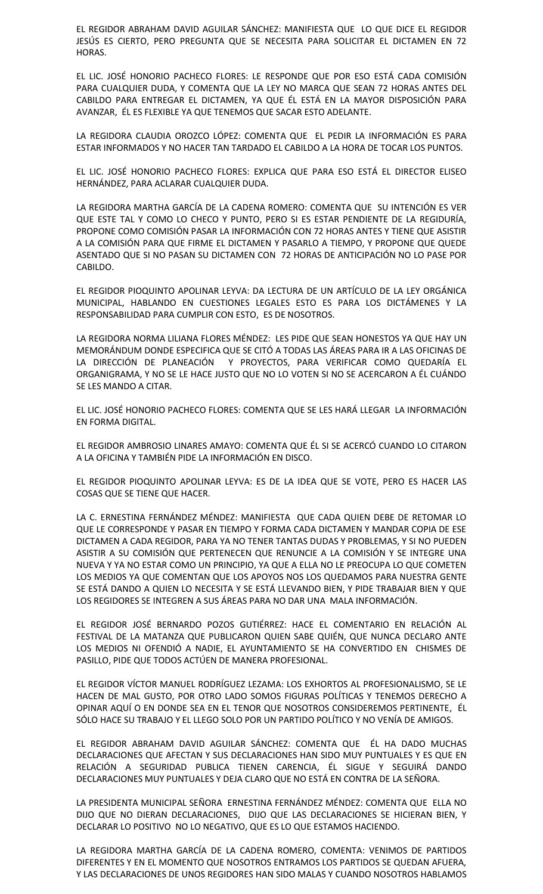EL REGIDOR ABRAHAM DAVID AGUILAR SÁNCHEZ: MANIFIESTA QUE LO QUE DICE EL REGIDOR JESÚS ES CIERTO, PERO PREGUNTA QUE SE NECESITA PARA SOLICITAR EL DICTAMEN EN 72 HORAS.

EL LIC. JOSÉ HONORIO PACHECO FLORES: LE RESPONDE QUE POR ESO ESTÁ CADA COMISIÓN PARA CUALQUIER DUDA, Y COMENTA QUE LA LEY NO MARCA QUE SEAN 72 HORAS ANTES DEL CABILDO PARA ENTREGAR EL DICTAMEN, YA QUE ÉL ESTÁ EN LA MAYOR DISPOSICIÓN PARA AVANZAR, ÉL ES FLEXIBLE YA QUE TENEMOS QUE SACAR ESTO ADELANTE.

LA REGIDORA CLAUDIA OROZCO LÓPEZ: COMENTA QUE EL PEDIR LA INFORMACIÓN ES PARA ESTAR INFORMADOS Y NO HACER TAN TARDADO EL CABILDO A LA HORA DE TOCAR LOS PUNTOS.

EL LIC. JOSÉ HONORIO PACHECO FLORES: EXPLICA QUE PARA ESO ESTÁ EL DIRECTOR ELISEO HERNÁNDEZ, PARA ACLARAR CUALQUIER DUDA.

LA REGIDORA MARTHA GARCÍA DE LA CADENA ROMERO: COMENTA QUE SU INTENCIÓN ES VER QUE ESTE TAL Y COMO LO CHECO Y PUNTO, PERO SI ES ESTAR PENDIENTE DE LA REGIDURÍA, PROPONE COMO COMISIÓN PASAR LA INFORMACIÓN CON 72 HORAS ANTES Y TIENE QUE ASISTIR A LA COMISIÓN PARA QUE FIRME EL DICTAMEN Y PASARLO A TIEMPO, Y PROPONE QUE QUEDE ASENTADO QUE SI NO PASAN SU DICTAMEN CON 72 HORAS DE ANTICIPACIÓN NO LO PASE POR CABILDO.

EL REGIDOR PIOQUINTO APOLINAR LEYVA: DA LECTURA DE UN ARTÍCULO DE LA LEY ORGÁNICA MUNICIPAL, HABLANDO EN CUESTIONES LEGALES ESTO ES PARA LOS DICTÁMENES Y LA RESPONSABILIDAD PARA CUMPLIR CON ESTO, ES DE NOSOTROS.

LA REGIDORA NORMA LILIANA FLORES MÉNDEZ: LES PIDE QUE SEAN HONESTOS YA QUE HAY UN MEMORÁNDUM DONDE ESPECIFICA QUE SE CITÓ A TODAS LAS ÁREAS PARA IR A LAS OFICINAS DE LA DIRECCIÓN DE PLANEACIÓN Y PROYECTOS, PARA VERIFICAR COMO QUEDARÍA EL ORGANIGRAMA, Y NO SE LE HACE JUSTO QUE NO LO VOTEN SI NO SE ACERCARON A ÉL CUÁNDO SE LES MANDO A CITAR.

EL LIC. JOSÉ HONORIO PACHECO FLORES: COMENTA QUE SE LES HARÁ LLEGAR LA INFORMACIÓN EN FORMA DIGITAL.

EL REGIDOR AMBROSIO LINARES AMAYO: COMENTA QUE ÉL SI SE ACERCÓ CUANDO LO CITARON A LA OFICINA Y TAMBIÉN PIDE LA INFORMACIÓN EN DISCO.

EL REGIDOR PIOQUINTO APOLINAR LEYVA: ES DE LA IDEA QUE SE VOTE, PERO ES HACER LAS COSAS QUE SE TIENE QUE HACER.

LA C. ERNESTINA FERNÁNDEZ MÉNDEZ: MANIFIESTA QUE CADA QUIEN DEBE DE RETOMAR LO QUE LE CORRESPONDE Y PASAR EN TIEMPO Y FORMA CADA DICTAMEN Y MANDAR COPIA DE ESE DICTAMEN A CADA REGIDOR, PARA YA NO TENER TANTAS DUDAS Y PROBLEMAS, Y SI NO PUEDEN ASISTIR A SU COMISIÓN QUE PERTENECEN QUE RENUNCIE A LA COMISIÓN Y SE INTEGRE UNA NUEVA Y YA NO ESTAR COMO UN PRINCIPIO, YA QUE A ELLA NO LE PREOCUPA LO QUE COMETEN LOS MEDIOS YA QUE COMENTAN QUE LOS APOYOS NOS LOS QUEDAMOS PARA NUESTRA GENTE SE ESTÁ DANDO A QUIEN LO NECESITA Y SE ESTÁ LLEVANDO BIEN, Y PIDE TRABAJAR BIEN Y QUE LOS REGIDORES SE INTEGREN A SUS ÁREAS PARA NO DAR UNA MALA INFORMACIÓN.

EL REGIDOR JOSÉ BERNARDO POZOS GUTIÉRREZ: HACE EL COMENTARIO EN RELACIÓN AL FESTIVAL DE LA MATANZA QUE PUBLICARON QUIEN SABE QUIÉN, QUE NUNCA DECLARO ANTE LOS MEDIOS NI OFENDIÓ A NADIE, EL AYUNTAMIENTO SE HA CONVERTIDO EN CHISMES DE PASILLO, PIDE QUE TODOS ACTÚEN DE MANERA PROFESIONAL.

EL REGIDOR VÍCTOR MANUEL RODRÍGUEZ LEZAMA: LOS EXHORTOS AL PROFESIONALISMO, SE LE HACEN DE MAL GUSTO, POR OTRO LADO SOMOS FIGURAS POLÍTICAS Y TENEMOS DERECHO A OPINAR AQUÍ O EN DONDE SEA EN EL TENOR QUE NOSOTROS CONSIDEREMOS PERTINENTE, ÉL SÓLO HACE SU TRABAJO Y EL LLEGO SOLO POR UN PARTIDO POLÍTICO Y NO VENÍA DE AMIGOS.

EL REGIDOR ABRAHAM DAVID AGUILAR SÁNCHEZ: COMENTA QUE ÉL HA DADO MUCHAS DECLARACIONES QUE AFECTAN Y SUS DECLARACIONES HAN SIDO MUY PUNTUALES Y ES QUE EN RELACIÓN A SEGURIDAD PUBLICA TIENEN CARENCIA, ÉL SIGUE Y SEGUIRÁ DANDO DECLARACIONES MUY PUNTUALES Y DEJA CLARO QUE NO ESTÁ EN CONTRA DE LA SEÑORA.

LA PRESIDENTA MUNICIPAL SEÑORA ERNESTINA FERNÁNDEZ MÉNDEZ: COMENTA QUE ELLA NO DIJO QUE NO DIERAN DECLARACIONES, DIJO QUE LAS DECLARACIONES SE HICIERAN BIEN, Y DECLARAR LO POSITIVO NO LO NEGATIVO, QUE ES LO QUE ESTAMOS HACIENDO.

LA REGIDORA MARTHA GARCÍA DE LA CADENA ROMERO, COMENTA: VENIMOS DE PARTIDOS DIFERENTES Y EN EL MOMENTO QUE NOSOTROS ENTRAMOS LOS PARTIDOS SE QUEDAN AFUERA, Y LAS DECLARACIONES DE UNOS REGIDORES HAN SIDO MALAS Y CUANDO NOSOTROS HABLAMOS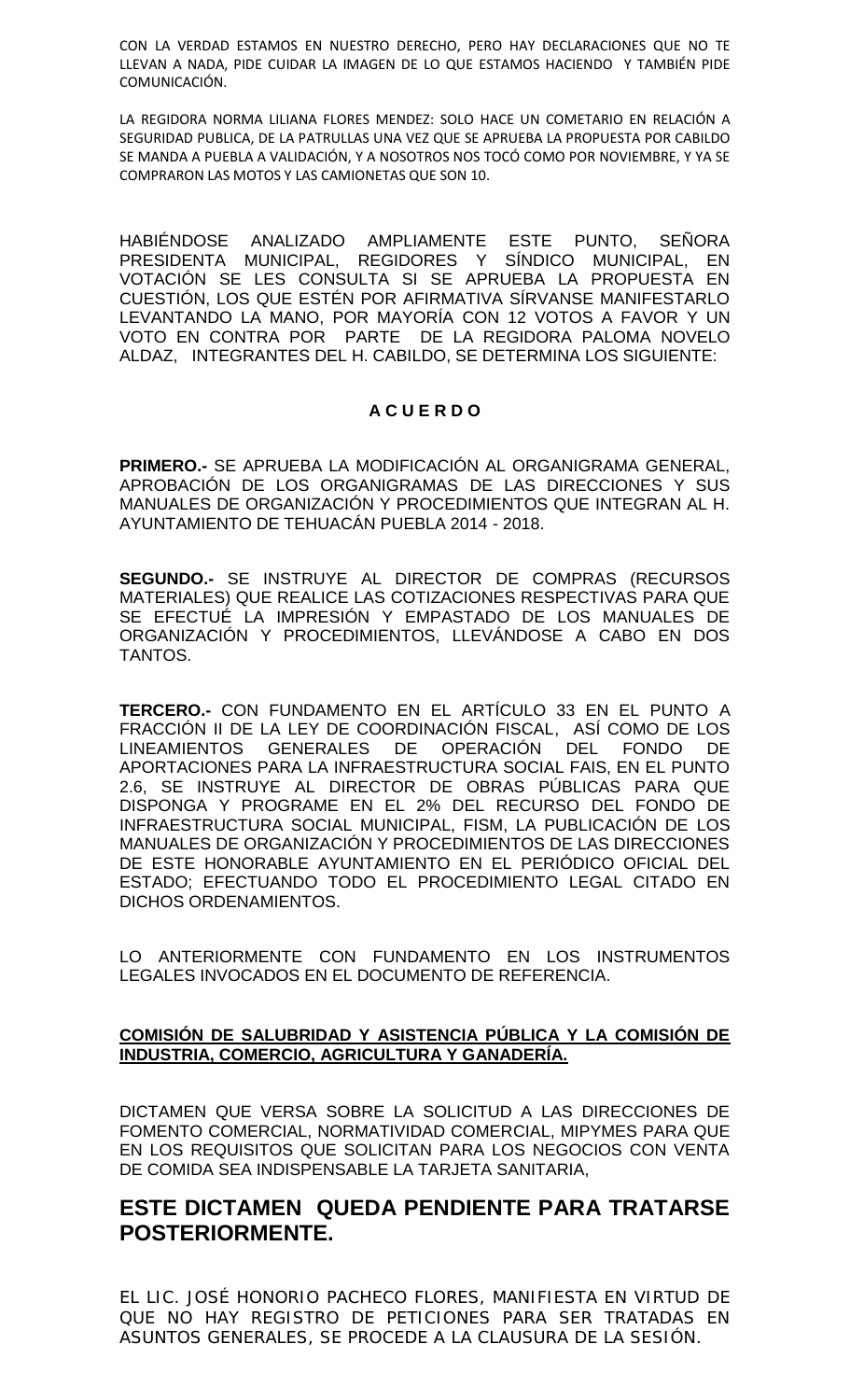CON LA VERDAD ESTAMOS EN NUESTRO DERECHO, PERO HAY DECLARACIONES QUE NO TE LLEVAN A NADA, PIDE CUIDAR LA IMAGEN DE LO QUE ESTAMOS HACIENDO Y TAMBIÉN PIDE COMUNICACIÓN.

LA REGIDORA NORMA LILIANA FLORES MENDEZ: SOLO HACE UN COMETARIO EN RELACIÓN A SEGURIDAD PUBLICA, DE LA PATRULLAS UNA VEZ QUE SE APRUEBA LA PROPUESTA POR CABILDO SE MANDA A PUEBLA A VALIDACIÓN, Y A NOSOTROS NOS TOCÓ COMO POR NOVIEMBRE, Y YA SE COMPRARON LAS MOTOS Y LAS CAMIONETAS QUE SON 10.

HABIÉNDOSE ANALIZADO AMPLIAMENTE ESTE PUNTO, SEÑORA PRESIDENTA MUNICIPAL, REGIDORES Y SÍNDICO MUNICIPAL, EN VOTACIÓN SE LES CONSULTA SI SE APRUEBA LA PROPUESTA EN CUESTIÓN, LOS QUE ESTÉN POR AFIRMATIVA SÍRVANSE MANIFESTARLO LEVANTANDO LA MANO, POR MAYORÍA CON 12 VOTOS A FAVOR Y UN VOTO EN CONTRA POR PARTE DE LA REGIDORA PALOMA NOVELO ALDAZ, INTEGRANTES DEL H. CABILDO, SE DETERMINA LOS SIGUIENTE:

**A C U E R D O**

**PRIMERO.-** SE APRUEBA LA MODIFICACIÓN AL ORGANIGRAMA GENERAL, APROBACIÓN DE LOS ORGANIGRAMAS DE LAS DIRECCIONES Y SUS MANUALES DE ORGANIZACIÓN Y PROCEDIMIENTOS QUE INTEGRAN AL H. AYUNTAMIENTO DE TEHUACÁN PUEBLA 2014 - 2018.

**SEGUNDO.-** SE INSTRUYE AL DIRECTOR DE COMPRAS (RECURSOS MATERIALES) QUE REALICE LAS COTIZACIONES RESPECTIVAS PARA QUE SE EFECTUÉ LA IMPRESIÓN Y EMPASTADO DE LOS MANUALES DE ORGANIZACIÓN Y PROCEDIMIENTOS, LLEVÁNDOSE A CABO EN DOS TANTOS.

**TERCERO.-** CON FUNDAMENTO EN EL ARTÍCULO 33 EN EL PUNTO A FRACCIÓN II DE LA LEY DE COORDINACIÓN FISCAL, ASÍ COMO DE LOS LINEAMIENTOS GENERALES DE OPERACIÓN DEL FONDO DE APORTACIONES PARA LA INFRAESTRUCTURA SOCIAL FAIS, EN EL PUNTO 2.6, SE INSTRUYE AL DIRECTOR DE OBRAS PÚBLICAS PARA QUE DISPONGA Y PROGRAME EN EL 2% DEL RECURSO DEL FONDO DE INFRAESTRUCTURA SOCIAL MUNICIPAL, FISM, LA PUBLICACIÓN DE LOS MANUALES DE ORGANIZACIÓN Y PROCEDIMIENTOS DE LAS DIRECCIONES DE ESTE HONORABLE AYUNTAMIENTO EN EL PERIÓDICO OFICIAL DEL ESTADO; EFECTUANDO TODO EL PROCEDIMIENTO LEGAL CITADO EN DICHOS ORDENAMIENTOS.

LO ANTERIORMENTE CON FUNDAMENTO EN LOS INSTRUMENTOS LEGALES INVOCADOS EN EL DOCUMENTO DE REFERENCIA.

**COMISIÓN DE SALUBRIDAD Y ASISTENCIA PÚBLICA Y LA COMISIÓN DE INDUSTRIA, COMERCIO, AGRICULTURA Y GANADERÍA.**

DICTAMEN QUE VERSA SOBRE LA SOLICITUD A LAS DIRECCIONES DE FOMENTO COMERCIAL, NORMATIVIDAD COMERCIAL, MIPYMES PARA QUE EN LOS REQUISITOS QUE SOLICITAN PARA LOS NEGOCIOS CON VENTA DE COMIDA SEA INDISPENSABLE LA TARJETA SANITARIA,

## ESTE DICTAMEN QUEDA PENDIENTE PARA TRATARSE POSTERIORMENTE.

EL LIC. JOSÉ HONORIO PACHECO FLORES, MANIFIESTA EN VIRTUD DE QUE NO HAY REGISTRO DE PETICIONES PARA SER TRATADAS EN ASUNTOS GENERALES, SE PROCEDE A LA CLAUSURA DE LA SESIÓN.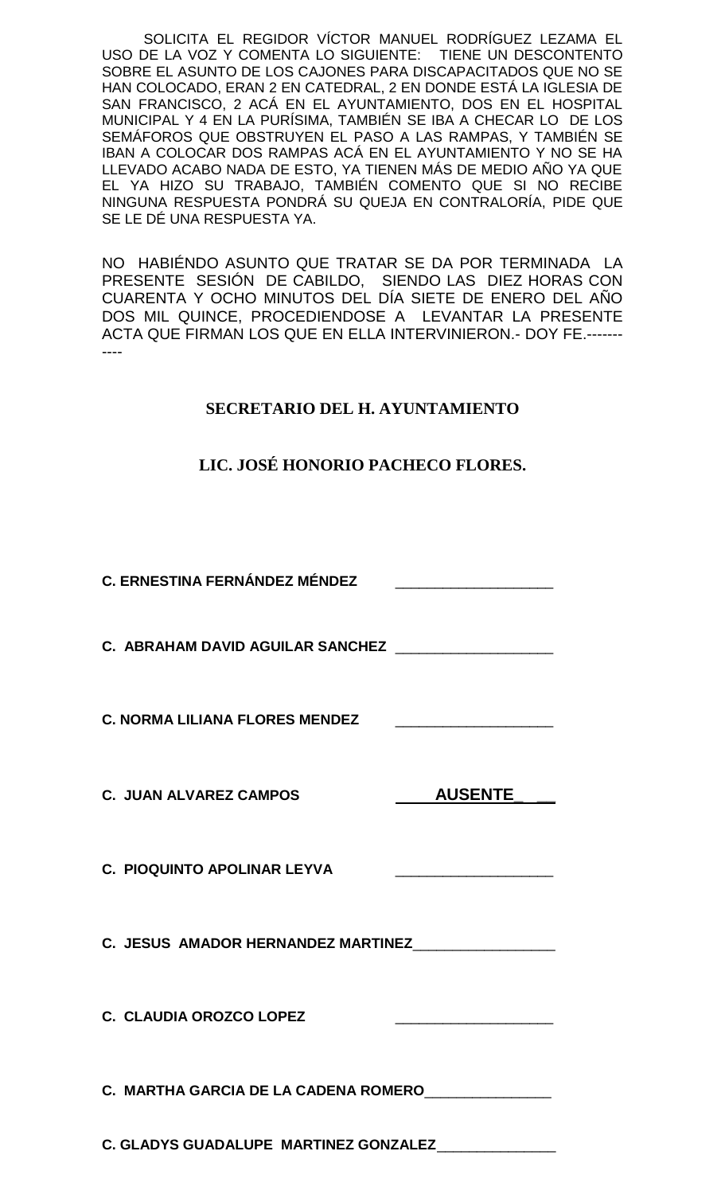SOLICITA EL REGIDOR VÍCTOR MANUEL RODRÍGUEZ LEZAMA EL USO DE LA VOZ Y COMENTA LO SIGUIENTE: TIENE UN DESCONTENTO SOBRE EL ASUNTO DE LOS CAJONES PARA DISCAPACITADOS QUE NO SE HAN COLOCADO, ERAN 2 EN CATEDRAL, 2 EN DONDE ESTÁ LA IGLESIA DE SAN FRANCISCO, 2 ACÁ EN EL AYUNTAMIENTO, DOS EN EL HOSPITAL MUNICIPAL Y 4 EN LA PURÍSIMA, TAMBIÉN SE IBA A CHECAR LO DE LOS SEMÁFOROS QUE OBSTRUYEN EL PASO A LAS RAMPAS, Y TAMBIÉN SE IBAN A COLOCAR DOS RAMPAS ACÁ EN EL AYUNTAMIENTO Y NO SE HA LLEVADO ACABO NADA DE ESTO, YA TIENEN MÁS DE MEDIO AÑO YA QUE EL YA HIZO SU TRABAJO, TAMBIÉN COMENTO QUE SI NO RECIBE NINGUNA RESPUESTA PONDRÁ SU QUEJA EN CONTRALORÍA, PIDE QUE SE LE DÉ UNA RESPUESTA YA.

NO HABIÉNDO ASUNTO QUE TRATAR SE DA POR TERMINADA LA PRESENTE SESIÓN DE CABILDO, SIENDO LAS DIEZ HORAS CON CUARENTA Y OCHO MINUTOS DEL DÍA SIETE DE ENERO DEL AÑO DOS MIL QUINCE, PROCEDIENDOSE A LEVANTAR LA PRESENTE ACTA QUE FIRMAN LOS QUE EN ELLA INTERVINIERON.- DOY FE.-----------

**SECRETARIO DEL H. AYUNTAMIENTO**

**LIC. JOSÉ HONORIO PACHECO FLORES.**

**C. ERNESTINA FERNÁNDEZ MÉNDEZ** ____________________

**C. ABRAHAM DAVID AGUILAR SANCHEZ** ____________________

**C. NORMA LILIANA FLORES MENDEZ** ____________________

**C. JUAN ALVAREZ CAMPOS** **AUSENTE**

**C. PIOQUINTO APOLINAR LEYVA** ____________________

**C. JESUS AMADOR HERNANDEZ MARTINEZ** ____________________

**C. CLAUDIA OROZCO LOPEZ** ____________________

**C. MARTHA GARCIA DE LA CADENA ROMERO** ________________

**C. GLADYS GUADALUPE MARTINEZ GONZALEZ** ________________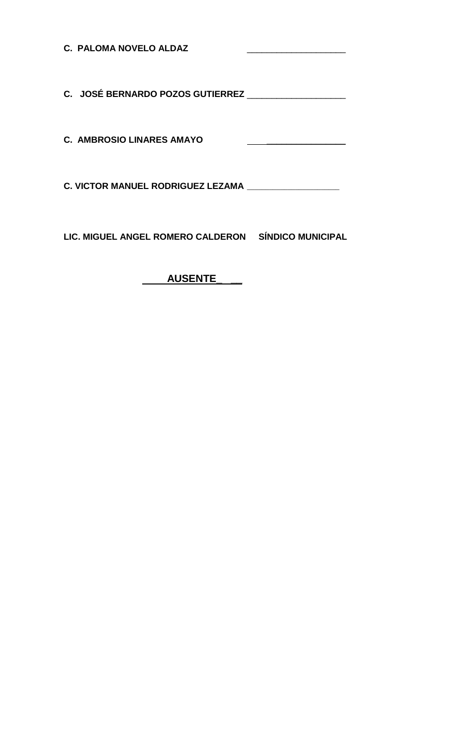**C. PALOMA NOVELO ALDAZ** ____________________

**C. JOSÉ BERNARDO POZOS GUTIERREZ** ____________________

**C. AMBROSIO LINARES AMAYO** ____________________

**C. VICTOR MANUEL RODRIGUEZ LEZAMA** ____________________

**LIC. MIGUEL ANGEL ROMERO CALDERON SÍNDICO MUNICIPAL**

**AUSENTE**